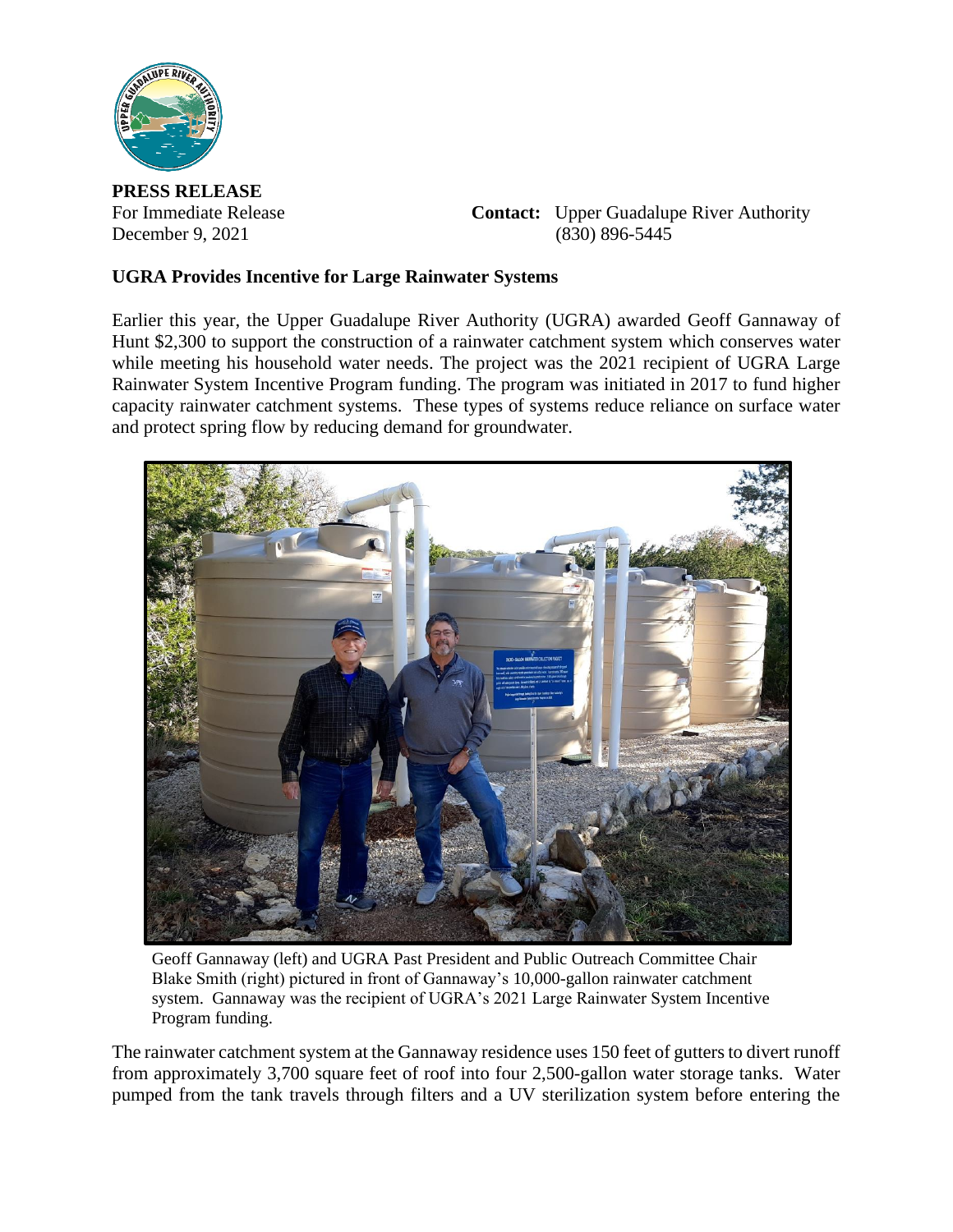**PRESS RELEASE**

For Immediate Release
December 9, 2021

**Contact:** Upper Guadalupe River Authority
(830) 896-5445

**UGRA Provides Incentive for Large Rainwater Systems**

Earlier this year, the Upper Guadalupe River Authority (UGRA) awarded Geoff Gannaway of Hunt $2,300 to support the construction of a rainwater catchment system which conserves water while meeting his household water needs. The project was the 2021 recipient of UGRA Large Rainwater System Incentive Program funding. The program was initiated in 2017 to fund higher capacity rainwater catchment systems. These types of systems reduce reliance on surface water and protect spring flow by reducing demand for groundwater.

Geoff Gannaway (left) and UGRA Past President and Public Outreach Committee Chair Blake Smith (right) pictured in front of Gannaway's 10,000-gallon rainwater catchment system. Gannaway was the recipient of UGRA's 2021 Large Rainwater System Incentive Program funding.

The rainwater catchment system at the Gannaway residence uses 150 feet of gutters to divert runoff from approximately 3,700 square feet of roof into four 2,500-gallon water storage tanks. Water pumped from the tank travels through filters and a UV sterilization system before entering the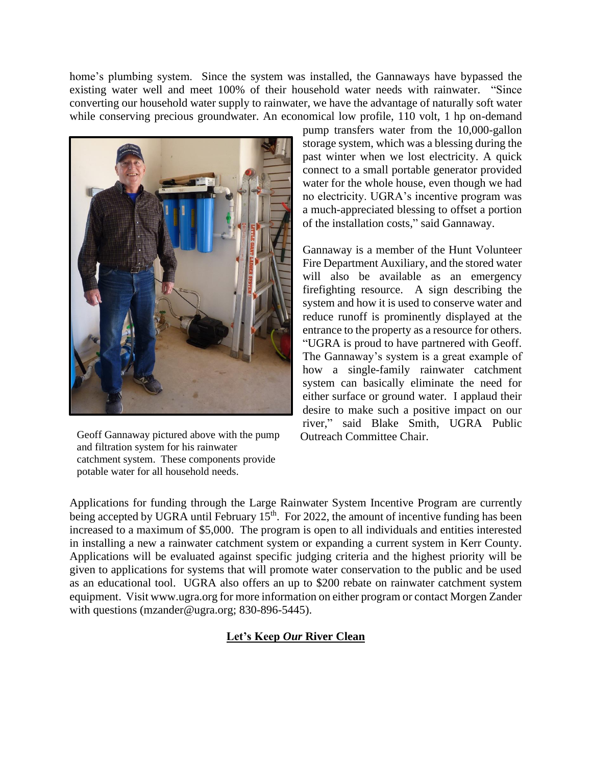home's plumbing system. Since the system was installed, the Gannaways have bypassed the existing water well and meet 100% of their household water needs with rainwater. "Since converting our household water supply to rainwater, we have the advantage of naturally soft water while conserving precious groundwater. An economical low profile, 110 volt, 1 hp on-demand pump transfers water from the 10,000-gallon storage system, which was a blessing during the past winter when we lost electricity. A quick connect to a small portable generator provided water for the whole house, even though we had no electricity. UGRA's incentive program was a much-appreciated blessing to offset a portion of the installation costs," said Gannaway.

Geoff Gannaway pictured above with the pump and filtration system for his rainwater catchment system. These components provide potable water for all household needs.

Gannaway is a member of the Hunt Volunteer Fire Department Auxiliary, and the stored water will also be available as an emergency firefighting resource. A sign describing the system and how it is used to conserve water and reduce runoff is prominently displayed at the entrance to the property as a resource for others. "UGRA is proud to have partnered with Geoff. The Gannaway's system is a great example of how a single-family rainwater catchment system can basically eliminate the need for either surface or ground water. I applaud their desire to make such a positive impact on our river," said Blake Smith, UGRA Public Outreach Committee Chair.

Applications for funding through the Large Rainwater System Incentive Program are currently being accepted by UGRA until February 15th. For 2022, the amount of incentive funding has been increased to a maximum of $5,000. The program is open to all individuals and entities interested in installing a new a rainwater catchment system or expanding a current system in Kerr County. Applications will be evaluated against specific judging criteria and the highest priority will be given to applications for systems that will promote water conservation to the public and be used as an educational tool. UGRA also offers an up to $200 rebate on rainwater catchment system equipment. Visit www.ugra.org for more information on either program or contact Morgen Zander with questions (mzander@ugra.org; 830-896-5445).

**Let's Keep *Our* River Clean**